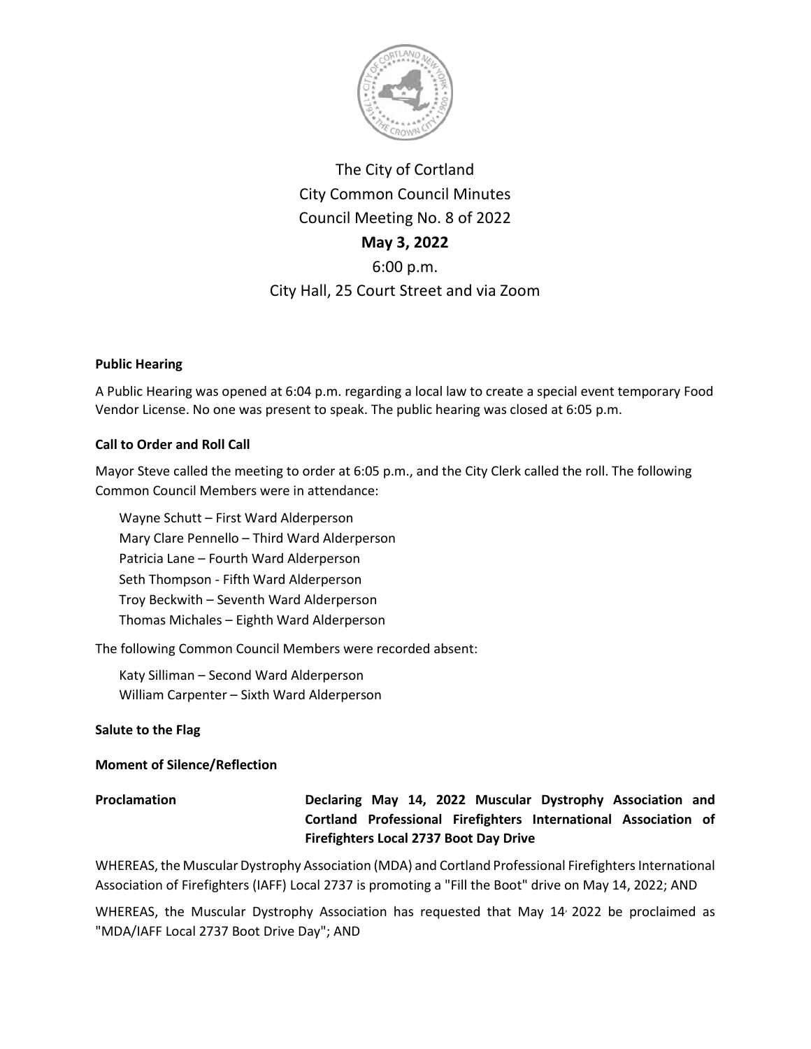# The City of Cortland

## City Common Council Minutes

## Council Meeting No. 8 of 2022

## **May 3, 2022**

6:00 p.m.

City Hall, 25 Court Street and via Zoom

**Public Hearing**

A Public Hearing was opened at 6:04 p.m. regarding a local law to create a special event temporary Food Vendor License. No one was present to speak. The public hearing was closed at 6:05 p.m.

**Call to Order and Roll Call**

Mayor Steve called the meeting to order at 6:05 p.m., and the City Clerk called the roll. The following Common Council Members were in attendance:

Wayne Schutt – First Ward Alderperson
Mary Clare Pennello – Third Ward Alderperson
Patricia Lane – Fourth Ward Alderperson
Seth Thompson - Fifth Ward Alderperson
Troy Beckwith – Seventh Ward Alderperson
Thomas Michales – Eighth Ward Alderperson

The following Common Council Members were recorded absent:

Katy Silliman – Second Ward Alderperson
William Carpenter – Sixth Ward Alderperson

**Salute to the Flag**

**Moment of Silence/Reflection**

**Proclamation** **Declaring May 14, 2022 Muscular Dystrophy Association and Cortland Professional Firefighters International Association of Firefighters Local 2737 Boot Day Drive**

WHEREAS, the Muscular Dystrophy Association (MDA) and Cortland Professional Firefighters International Association of Firefighters (IAFF) Local 2737 is promoting a "Fill the Boot" drive on May 14, 2022; AND

WHEREAS, the Muscular Dystrophy Association has requested that May 14, 2022 be proclaimed as "MDA/IAFF Local 2737 Boot Drive Day"; AND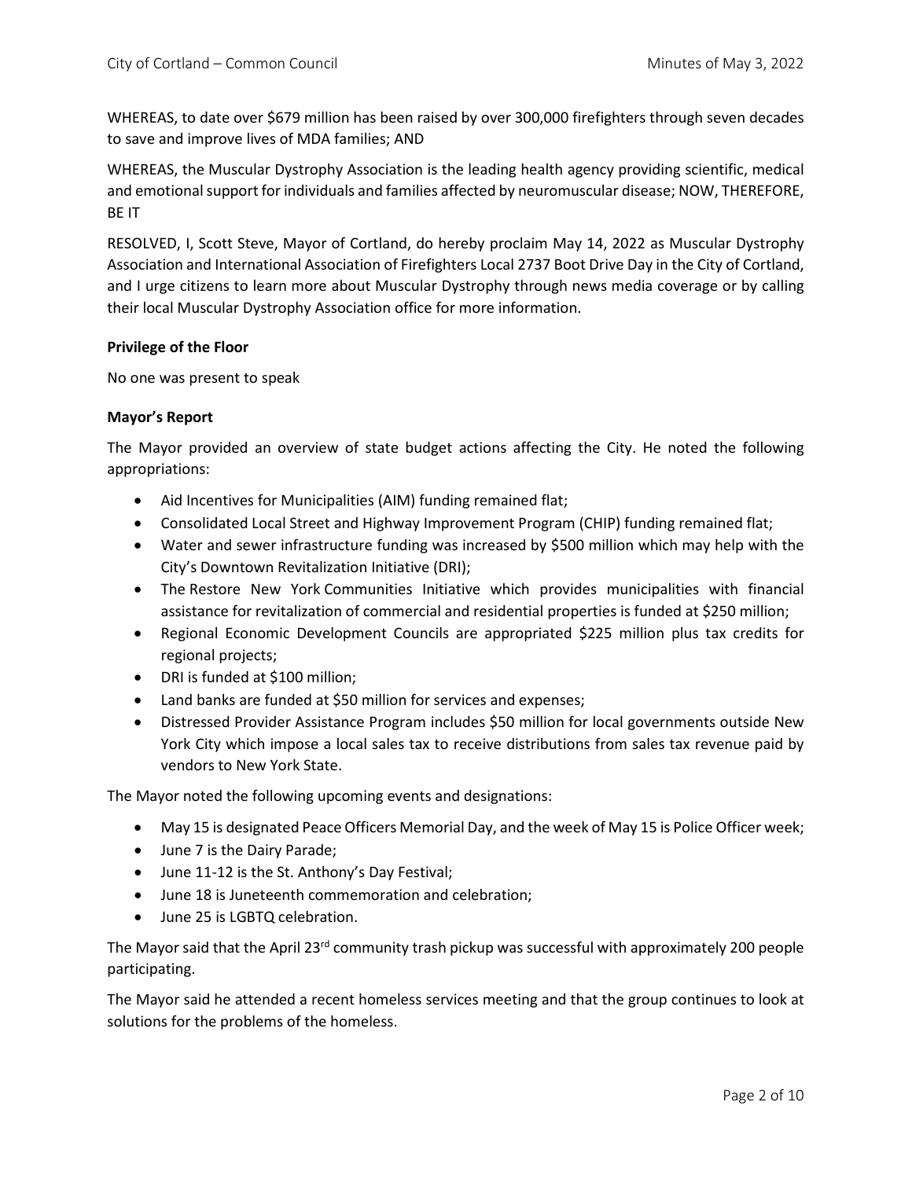WHEREAS, to date over $679 million has been raised by over 300,000 firefighters through seven decades to save and improve lives of MDA families; AND

WHEREAS, the Muscular Dystrophy Association is the leading health agency providing scientific, medical and emotional support for individuals and families affected by neuromuscular disease; NOW, THEREFORE, BE IT

RESOLVED, I, Scott Steve, Mayor of Cortland, do hereby proclaim May 14, 2022 as Muscular Dystrophy Association and International Association of Firefighters Local 2737 Boot Drive Day in the City of Cortland, and I urge citizens to learn more about Muscular Dystrophy through news media coverage or by calling their local Muscular Dystrophy Association office for more information.

**Privilege of the Floor**

No one was present to speak

**Mayor's Report**

The Mayor provided an overview of state budget actions affecting the City. He noted the following appropriations:

- Aid Incentives for Municipalities (AIM) funding remained flat;
- Consolidated Local Street and Highway Improvement Program (CHIP) funding remained flat;
- Water and sewer infrastructure funding was increased by $500 million which may help with the City's Downtown Revitalization Initiative (DRI);
- The Restore New York Communities Initiative which provides municipalities with financial assistance for revitalization of commercial and residential properties is funded at $250 million;
- Regional Economic Development Councils are appropriated $225 million plus tax credits for regional projects;
- DRI is funded at $100 million;
- Land banks are funded at $50 million for services and expenses;
- Distressed Provider Assistance Program includes $50 million for local governments outside New York City which impose a local sales tax to receive distributions from sales tax revenue paid by vendors to New York State.

The Mayor noted the following upcoming events and designations:

- May 15 is designated Peace Officers Memorial Day, and the week of May 15 is Police Officer week;
- June 7 is the Dairy Parade;
- June 11-12 is the St. Anthony's Day Festival;
- June 18 is Juneteenth commemoration and celebration;
- June 25 is LGBTQ celebration.

The Mayor said that the April 23rd community trash pickup was successful with approximately 200 people participating.

The Mayor said he attended a recent homeless services meeting and that the group continues to look at solutions for the problems of the homeless.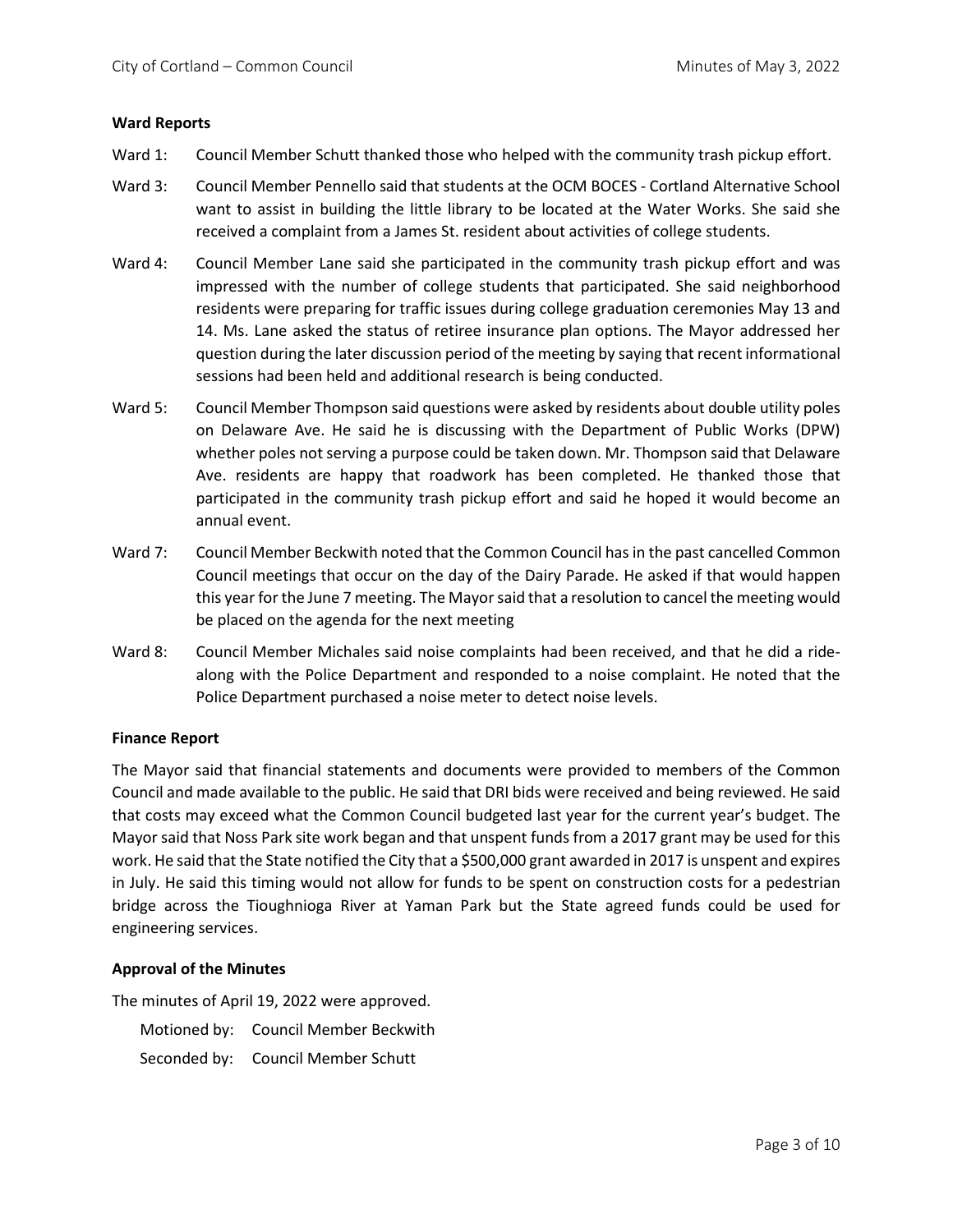### Ward Reports

Ward 1: Council Member Schutt thanked those who helped with the community trash pickup effort.

Ward 3: Council Member Pennello said that students at the OCM BOCES - Cortland Alternative School want to assist in building the little library to be located at the Water Works. She said she received a complaint from a James St. resident about activities of college students.

Ward 4: Council Member Lane said she participated in the community trash pickup effort and was impressed with the number of college students that participated. She said neighborhood residents were preparing for traffic issues during college graduation ceremonies May 13 and 14. Ms. Lane asked the status of retiree insurance plan options. The Mayor addressed her question during the later discussion period of the meeting by saying that recent informational sessions had been held and additional research is being conducted.

Ward 5: Council Member Thompson said questions were asked by residents about double utility poles on Delaware Ave. He said he is discussing with the Department of Public Works (DPW) whether poles not serving a purpose could be taken down. Mr. Thompson said that Delaware Ave. residents are happy that roadwork has been completed. He thanked those that participated in the community trash pickup effort and said he hoped it would become an annual event.

Ward 7: Council Member Beckwith noted that the Common Council has in the past cancelled Common Council meetings that occur on the day of the Dairy Parade. He asked if that would happen this year for the June 7 meeting. The Mayor said that a resolution to cancel the meeting would be placed on the agenda for the next meeting

Ward 8: Council Member Michales said noise complaints had been received, and that he did a ride-along with the Police Department and responded to a noise complaint. He noted that the Police Department purchased a noise meter to detect noise levels.

### Finance Report

The Mayor said that financial statements and documents were provided to members of the Common Council and made available to the public. He said that DRI bids were received and being reviewed. He said that costs may exceed what the Common Council budgeted last year for the current year's budget. The Mayor said that Noss Park site work began and that unspent funds from a 2017 grant may be used for this work. He said that the State notified the City that a $500,000 grant awarded in 2017 is unspent and expires in July. He said this timing would not allow for funds to be spent on construction costs for a pedestrian bridge across the Tioughnioga River at Yaman Park but the State agreed funds could be used for engineering services.

### Approval of the Minutes

The minutes of April 19, 2022 were approved.

Motioned by: Council Member Beckwith
Seconded by: Council Member Schutt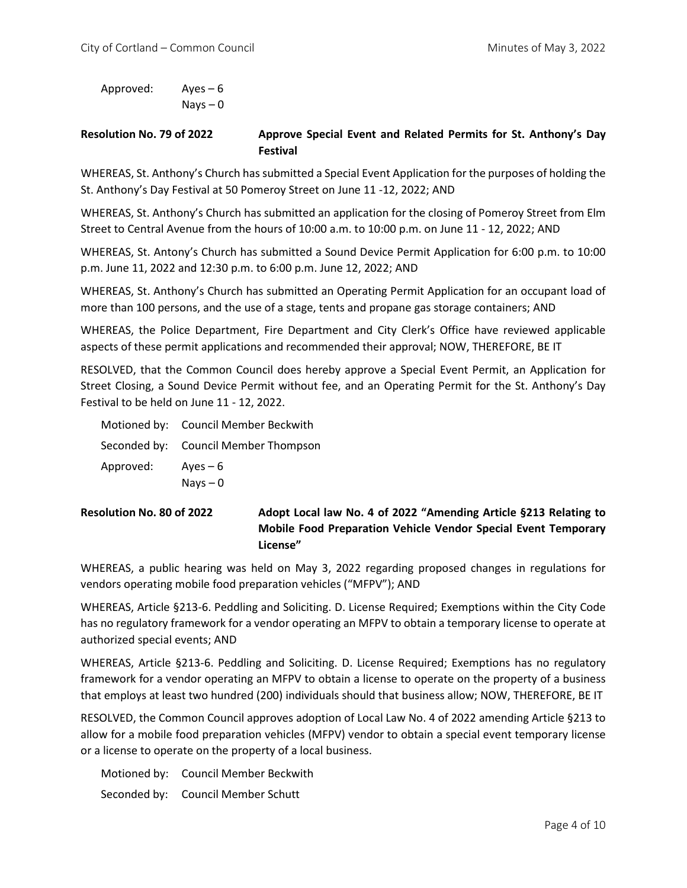Approved: Ayes – 6
Nays – 0

**Resolution No. 79 of 2022** **Approve Special Event and Related Permits for St. Anthony's Day Festival**

WHEREAS, St. Anthony's Church has submitted a Special Event Application for the purposes of holding the St. Anthony's Day Festival at 50 Pomeroy Street on June 11 -12, 2022; AND

WHEREAS, St. Anthony's Church has submitted an application for the closing of Pomeroy Street from Elm Street to Central Avenue from the hours of 10:00 a.m. to 10:00 p.m. on June 11 - 12, 2022; AND

WHEREAS, St. Antony's Church has submitted a Sound Device Permit Application for 6:00 p.m. to 10:00 p.m. June 11, 2022 and 12:30 p.m. to 6:00 p.m. June 12, 2022; AND

WHEREAS, St. Anthony's Church has submitted an Operating Permit Application for an occupant load of more than 100 persons, and the use of a stage, tents and propane gas storage containers; AND

WHEREAS, the Police Department, Fire Department and City Clerk's Office have reviewed applicable aspects of these permit applications and recommended their approval; NOW, THEREFORE, BE IT

RESOLVED, that the Common Council does hereby approve a Special Event Permit, an Application for Street Closing, a Sound Device Permit without fee, and an Operating Permit for the St. Anthony's Day Festival to be held on June 11 - 12, 2022.

Motioned by: Council Member Beckwith
Seconded by: Council Member Thompson
Approved: Ayes – 6
Nays – 0

**Resolution No. 80 of 2022** **Adopt Local law No. 4 of 2022 "Amending Article §213 Relating to Mobile Food Preparation Vehicle Vendor Special Event Temporary License"**

WHEREAS, a public hearing was held on May 3, 2022 regarding proposed changes in regulations for vendors operating mobile food preparation vehicles ("MFPV"); AND

WHEREAS, Article §213-6. Peddling and Soliciting. D. License Required; Exemptions within the City Code has no regulatory framework for a vendor operating an MFPV to obtain a temporary license to operate at authorized special events; AND

WHEREAS, Article §213-6. Peddling and Soliciting. D. License Required; Exemptions has no regulatory framework for a vendor operating an MFPV to obtain a license to operate on the property of a business that employs at least two hundred (200) individuals should that business allow; NOW, THEREFORE, BE IT

RESOLVED, the Common Council approves adoption of Local Law No. 4 of 2022 amending Article §213 to allow for a mobile food preparation vehicles (MFPV) vendor to obtain a special event temporary license or a license to operate on the property of a local business.

Motioned by: Council Member Beckwith
Seconded by: Council Member Schutt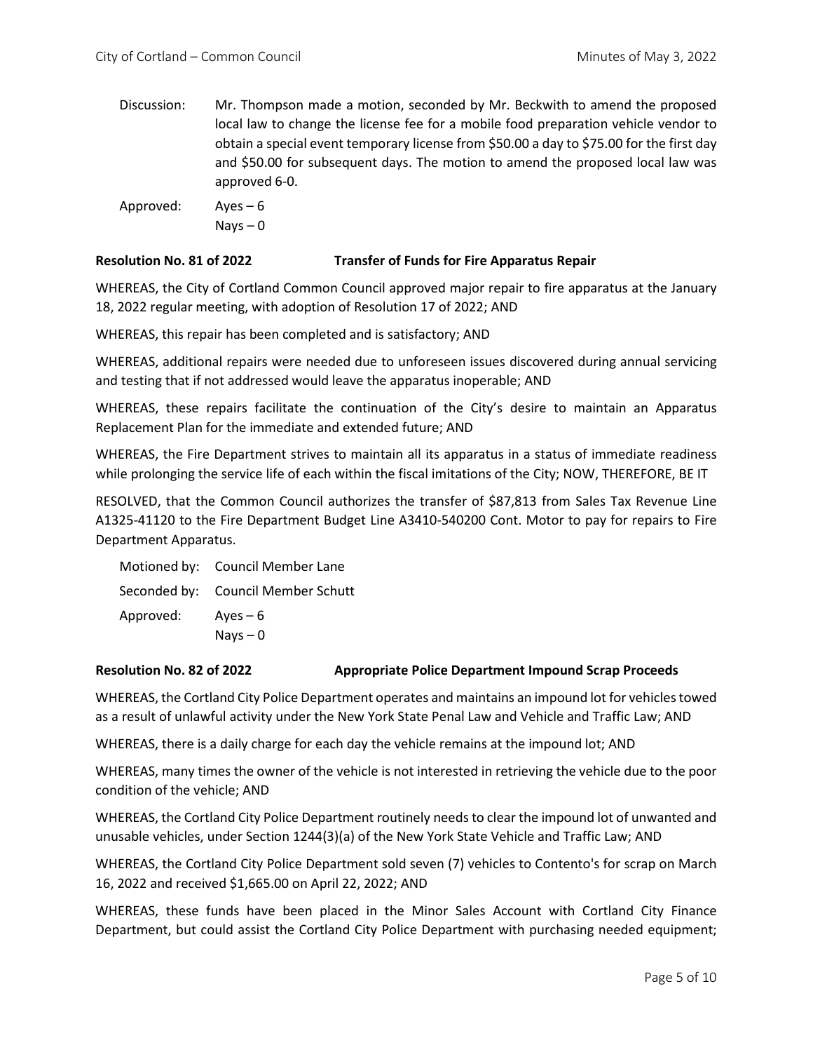Discussion: Mr. Thompson made a motion, seconded by Mr. Beckwith to amend the proposed local law to change the license fee for a mobile food preparation vehicle vendor to obtain a special event temporary license from $50.00 a day to $75.00 for the first day and $50.00 for subsequent days. The motion to amend the proposed local law was approved 6-0.

Approved: Ayes – 6
Nays – 0

**Resolution No. 81 of 2022 Transfer of Funds for Fire Apparatus Repair**

WHEREAS, the City of Cortland Common Council approved major repair to fire apparatus at the January 18, 2022 regular meeting, with adoption of Resolution 17 of 2022; AND

WHEREAS, this repair has been completed and is satisfactory; AND

WHEREAS, additional repairs were needed due to unforeseen issues discovered during annual servicing and testing that if not addressed would leave the apparatus inoperable; AND

WHEREAS, these repairs facilitate the continuation of the City's desire to maintain an Apparatus Replacement Plan for the immediate and extended future; AND

WHEREAS, the Fire Department strives to maintain all its apparatus in a status of immediate readiness while prolonging the service life of each within the fiscal imitations of the City; NOW, THEREFORE, BE IT

RESOLVED, that the Common Council authorizes the transfer of $87,813 from Sales Tax Revenue Line A1325-41120 to the Fire Department Budget Line A3410-540200 Cont. Motor to pay for repairs to Fire Department Apparatus.

Motioned by: Council Member Lane
Seconded by: Council Member Schutt
Approved: Ayes – 6
Nays – 0

**Resolution No. 82 of 2022 Appropriate Police Department Impound Scrap Proceeds**

WHEREAS, the Cortland City Police Department operates and maintains an impound lot for vehicles towed as a result of unlawful activity under the New York State Penal Law and Vehicle and Traffic Law; AND

WHEREAS, there is a daily charge for each day the vehicle remains at the impound lot; AND

WHEREAS, many times the owner of the vehicle is not interested in retrieving the vehicle due to the poor condition of the vehicle; AND

WHEREAS, the Cortland City Police Department routinely needs to clear the impound lot of unwanted and unusable vehicles, under Section 1244(3)(a) of the New York State Vehicle and Traffic Law; AND

WHEREAS, the Cortland City Police Department sold seven (7) vehicles to Contento's for scrap on March 16, 2022 and received $1,665.00 on April 22, 2022; AND

WHEREAS, these funds have been placed in the Minor Sales Account with Cortland City Finance Department, but could assist the Cortland City Police Department with purchasing needed equipment;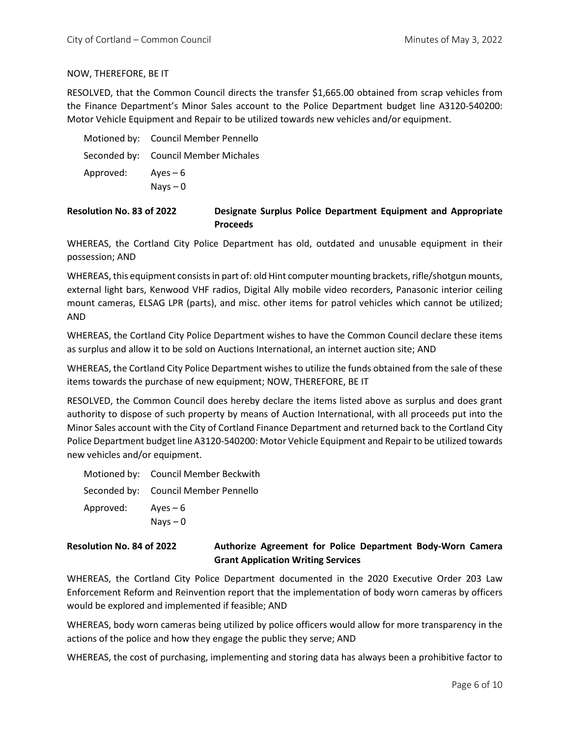NOW, THEREFORE, BE IT

RESOLVED, that the Common Council directs the transfer $1,665.00 obtained from scrap vehicles from the Finance Department's Minor Sales account to the Police Department budget line A3120-540200: Motor Vehicle Equipment and Repair to be utilized towards new vehicles and/or equipment.

Motioned by: Council Member Pennello
Seconded by: Council Member Michales
Approved: Ayes – 6
Nays – 0

**Resolution No. 83 of 2022 — Designate Surplus Police Department Equipment and Appropriate Proceeds**

WHEREAS, the Cortland City Police Department has old, outdated and unusable equipment in their possession; AND

WHEREAS, this equipment consists in part of: old Hint computer mounting brackets, rifle/shotgun mounts, external light bars, Kenwood VHF radios, Digital Ally mobile video recorders, Panasonic interior ceiling mount cameras, ELSAG LPR (parts), and misc. other items for patrol vehicles which cannot be utilized; AND

WHEREAS, the Cortland City Police Department wishes to have the Common Council declare these items as surplus and allow it to be sold on Auctions International, an internet auction site; AND

WHEREAS, the Cortland City Police Department wishes to utilize the funds obtained from the sale of these items towards the purchase of new equipment; NOW, THEREFORE, BE IT

RESOLVED, the Common Council does hereby declare the items listed above as surplus and does grant authority to dispose of such property by means of Auction International, with all proceeds put into the Minor Sales account with the City of Cortland Finance Department and returned back to the Cortland City Police Department budget line A3120-540200: Motor Vehicle Equipment and Repair to be utilized towards new vehicles and/or equipment.

Motioned by: Council Member Beckwith
Seconded by: Council Member Pennello
Approved: Ayes – 6
Nays – 0

**Resolution No. 84 of 2022 — Authorize Agreement for Police Department Body-Worn Camera Grant Application Writing Services**

WHEREAS, the Cortland City Police Department documented in the 2020 Executive Order 203 Law Enforcement Reform and Reinvention report that the implementation of body worn cameras by officers would be explored and implemented if feasible; AND

WHEREAS, body worn cameras being utilized by police officers would allow for more transparency in the actions of the police and how they engage the public they serve; AND

WHEREAS, the cost of purchasing, implementing and storing data has always been a prohibitive factor to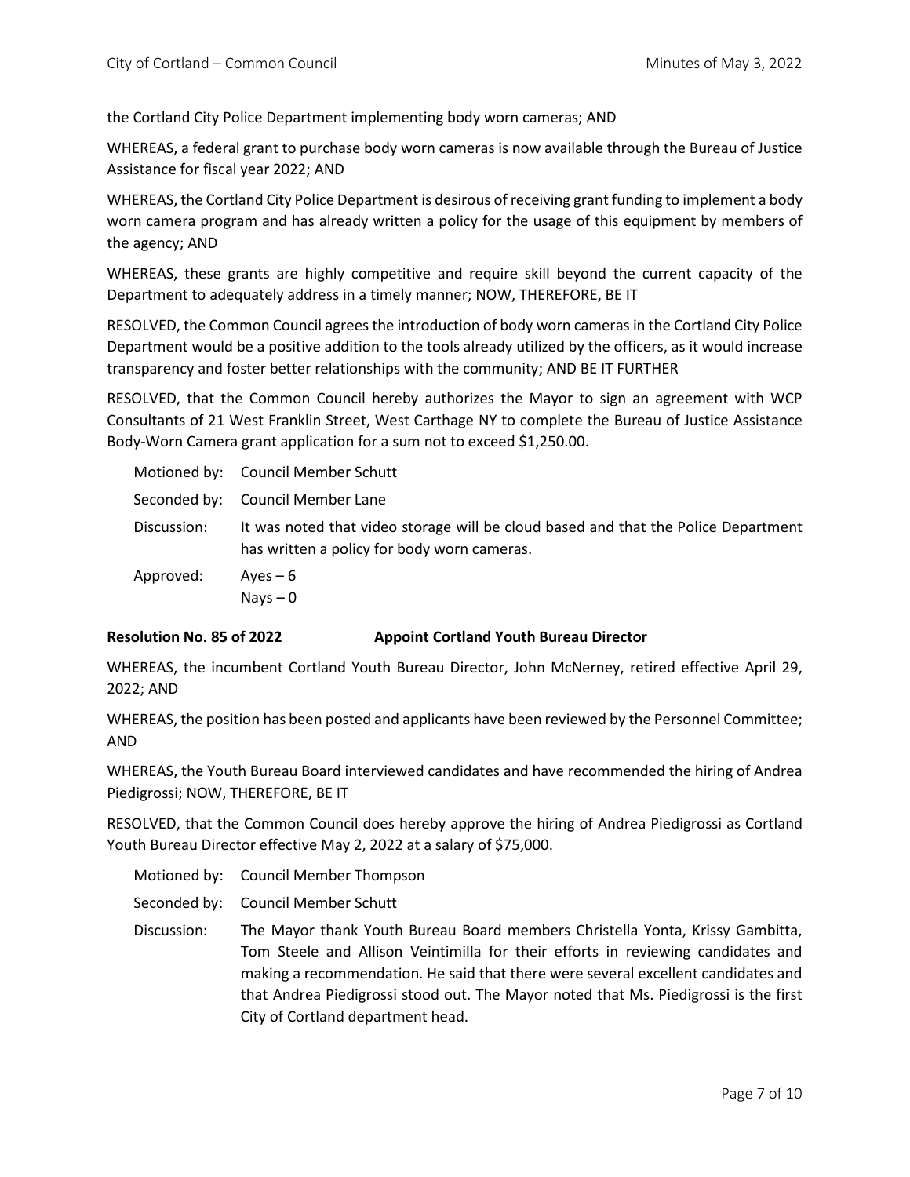the Cortland City Police Department implementing body worn cameras; AND

WHEREAS, a federal grant to purchase body worn cameras is now available through the Bureau of Justice Assistance for fiscal year 2022; AND

WHEREAS, the Cortland City Police Department is desirous of receiving grant funding to implement a body worn camera program and has already written a policy for the usage of this equipment by members of the agency; AND

WHEREAS, these grants are highly competitive and require skill beyond the current capacity of the Department to adequately address in a timely manner; NOW, THEREFORE, BE IT

RESOLVED, the Common Council agrees the introduction of body worn cameras in the Cortland City Police Department would be a positive addition to the tools already utilized by the officers, as it would increase transparency and foster better relationships with the community; AND BE IT FURTHER

RESOLVED, that the Common Council hereby authorizes the Mayor to sign an agreement with WCP Consultants of 21 West Franklin Street, West Carthage NY to complete the Bureau of Justice Assistance Body-Worn Camera grant application for a sum not to exceed $1,250.00.

Motioned by: Council Member Schutt

Seconded by: Council Member Lane

Discussion: It was noted that video storage will be cloud based and that the Police Department has written a policy for body worn cameras.

Approved: Ayes – 6
Nays – 0

**Resolution No. 85 of 2022 — Appoint Cortland Youth Bureau Director**

WHEREAS, the incumbent Cortland Youth Bureau Director, John McNerney, retired effective April 29, 2022; AND

WHEREAS, the position has been posted and applicants have been reviewed by the Personnel Committee; AND

WHEREAS, the Youth Bureau Board interviewed candidates and have recommended the hiring of Andrea Piedigrossi; NOW, THEREFORE, BE IT

RESOLVED, that the Common Council does hereby approve the hiring of Andrea Piedigrossi as Cortland Youth Bureau Director effective May 2, 2022 at a salary of $75,000.

Motioned by: Council Member Thompson

Seconded by: Council Member Schutt

Discussion: The Mayor thank Youth Bureau Board members Christella Yonta, Krissy Gambitta, Tom Steele and Allison Veintimilla for their efforts in reviewing candidates and making a recommendation. He said that there were several excellent candidates and that Andrea Piedigrossi stood out. The Mayor noted that Ms. Piedigrossi is the first City of Cortland department head.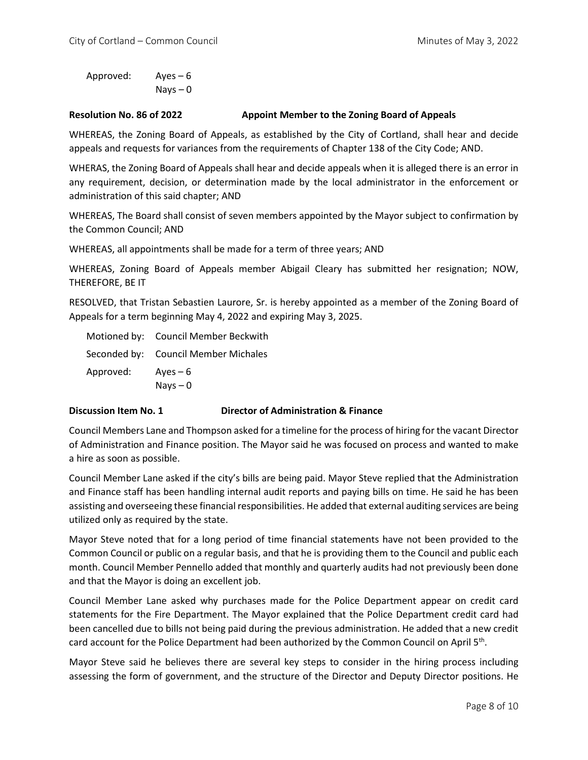Approved: Ayes – 6
Nays – 0

**Resolution No. 86 of 2022 Appoint Member to the Zoning Board of Appeals**

WHEREAS, the Zoning Board of Appeals, as established by the City of Cortland, shall hear and decide appeals and requests for variances from the requirements of Chapter 138 of the City Code; AND.

WHERAS, the Zoning Board of Appeals shall hear and decide appeals when it is alleged there is an error in any requirement, decision, or determination made by the local administrator in the enforcement or administration of this said chapter; AND

WHEREAS, The Board shall consist of seven members appointed by the Mayor subject to confirmation by the Common Council; AND

WHEREAS, all appointments shall be made for a term of three years; AND

WHEREAS, Zoning Board of Appeals member Abigail Cleary has submitted her resignation; NOW, THEREFORE, BE IT

RESOLVED, that Tristan Sebastien Laurore, Sr. is hereby appointed as a member of the Zoning Board of Appeals for a term beginning May 4, 2022 and expiring May 3, 2025.

Motioned by: Council Member Beckwith
Seconded by: Council Member Michales
Approved: Ayes – 6
Nays – 0

**Discussion Item No. 1 Director of Administration & Finance**

Council Members Lane and Thompson asked for a timeline for the process of hiring for the vacant Director of Administration and Finance position. The Mayor said he was focused on process and wanted to make a hire as soon as possible.

Council Member Lane asked if the city's bills are being paid. Mayor Steve replied that the Administration and Finance staff has been handling internal audit reports and paying bills on time. He said he has been assisting and overseeing these financial responsibilities. He added that external auditing services are being utilized only as required by the state.

Mayor Steve noted that for a long period of time financial statements have not been provided to the Common Council or public on a regular basis, and that he is providing them to the Council and public each month. Council Member Pennello added that monthly and quarterly audits had not previously been done and that the Mayor is doing an excellent job.

Council Member Lane asked why purchases made for the Police Department appear on credit card statements for the Fire Department. The Mayor explained that the Police Department credit card had been cancelled due to bills not being paid during the previous administration. He added that a new credit card account for the Police Department had been authorized by the Common Council on April 5th.

Mayor Steve said he believes there are several key steps to consider in the hiring process including assessing the form of government, and the structure of the Director and Deputy Director positions. He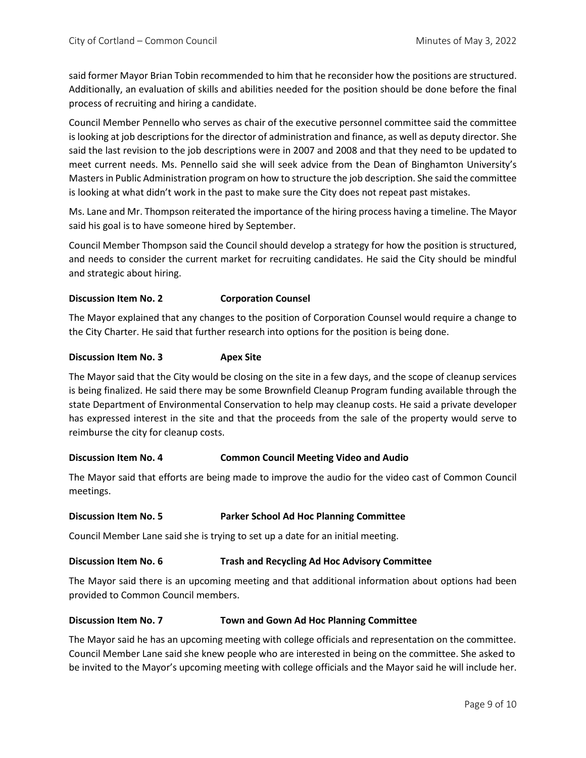said former Mayor Brian Tobin recommended to him that he reconsider how the positions are structured. Additionally, an evaluation of skills and abilities needed for the position should be done before the final process of recruiting and hiring a candidate.

Council Member Pennello who serves as chair of the executive personnel committee said the committee is looking at job descriptions for the director of administration and finance, as well as deputy director. She said the last revision to the job descriptions were in 2007 and 2008 and that they need to be updated to meet current needs. Ms. Pennello said she will seek advice from the Dean of Binghamton University's Masters in Public Administration program on how to structure the job description. She said the committee is looking at what didn't work in the past to make sure the City does not repeat past mistakes.

Ms. Lane and Mr. Thompson reiterated the importance of the hiring process having a timeline. The Mayor said his goal is to have someone hired by September.

Council Member Thompson said the Council should develop a strategy for how the position is structured, and needs to consider the current market for recruiting candidates. He said the City should be mindful and strategic about hiring.

**Discussion Item No. 2 Corporation Counsel**

The Mayor explained that any changes to the position of Corporation Counsel would require a change to the City Charter. He said that further research into options for the position is being done.

**Discussion Item No. 3 Apex Site**

The Mayor said that the City would be closing on the site in a few days, and the scope of cleanup services is being finalized. He said there may be some Brownfield Cleanup Program funding available through the state Department of Environmental Conservation to help may cleanup costs. He said a private developer has expressed interest in the site and that the proceeds from the sale of the property would serve to reimburse the city for cleanup costs.

**Discussion Item No. 4 Common Council Meeting Video and Audio**

The Mayor said that efforts are being made to improve the audio for the video cast of Common Council meetings.

**Discussion Item No. 5 Parker School Ad Hoc Planning Committee**

Council Member Lane said she is trying to set up a date for an initial meeting.

**Discussion Item No. 6 Trash and Recycling Ad Hoc Advisory Committee**

The Mayor said there is an upcoming meeting and that additional information about options had been provided to Common Council members.

**Discussion Item No. 7 Town and Gown Ad Hoc Planning Committee**

The Mayor said he has an upcoming meeting with college officials and representation on the committee. Council Member Lane said she knew people who are interested in being on the committee. She asked to be invited to the Mayor's upcoming meeting with college officials and the Mayor said he will include her.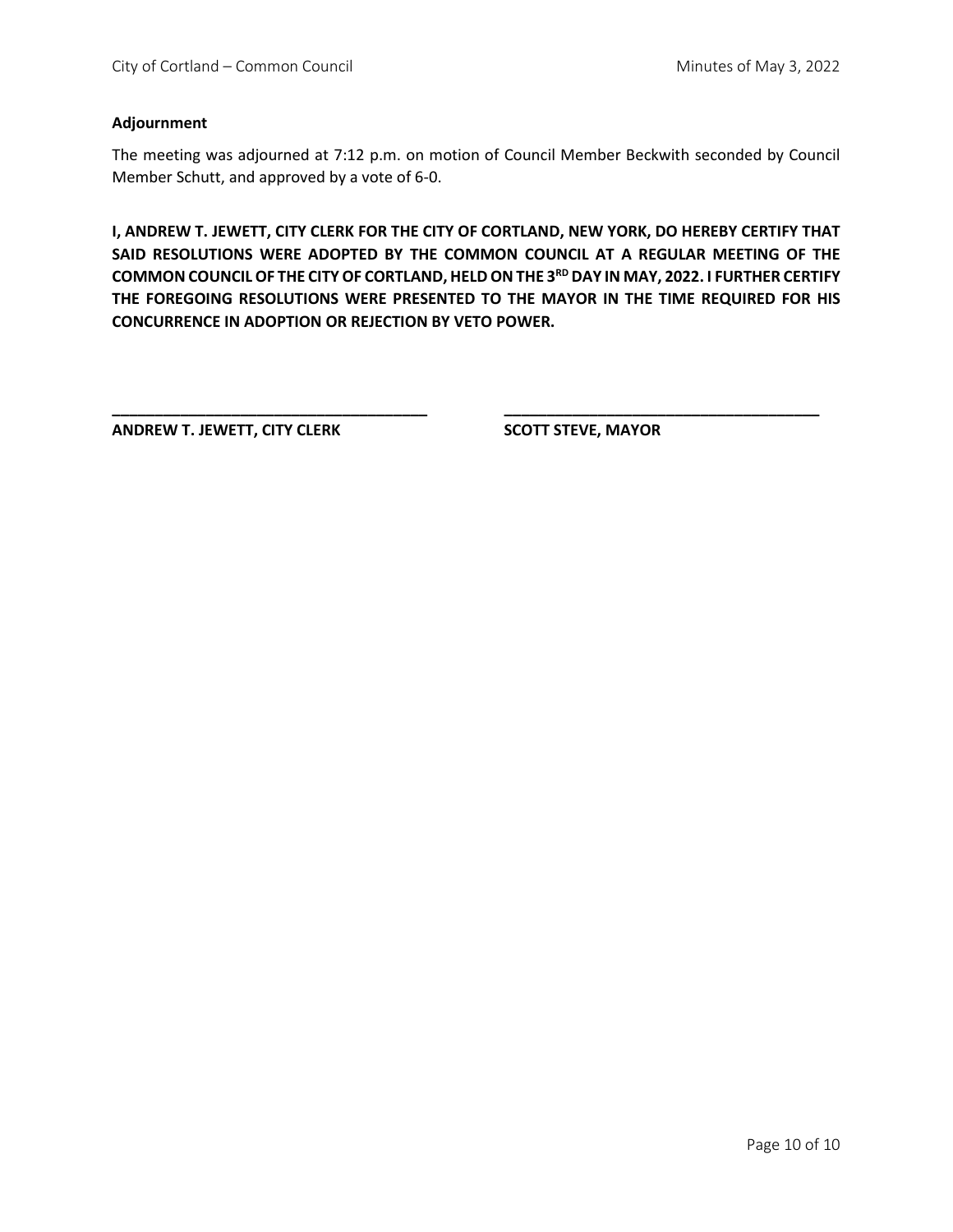**Adjournment**

The meeting was adjourned at 7:12 p.m. on motion of Council Member Beckwith seconded by Council Member Schutt, and approved by a vote of 6-0.

**I, ANDREW T. JEWETT, CITY CLERK FOR THE CITY OF CORTLAND, NEW YORK, DO HEREBY CERTIFY THAT SAID RESOLUTIONS WERE ADOPTED BY THE COMMON COUNCIL AT A REGULAR MEETING OF THE COMMON COUNCIL OF THE CITY OF CORTLAND, HELD ON THE 3RD DAY IN MAY, 2022. I FURTHER CERTIFY THE FOREGOING RESOLUTIONS WERE PRESENTED TO THE MAYOR IN THE TIME REQUIRED FOR HIS CONCURRENCE IN ADOPTION OR REJECTION BY VETO POWER.**

| | |
|---|---|
| ______________________________ | ______________________________ |
| **ANDREW T. JEWETT, CITY CLERK** | **SCOTT STEVE, MAYOR** |